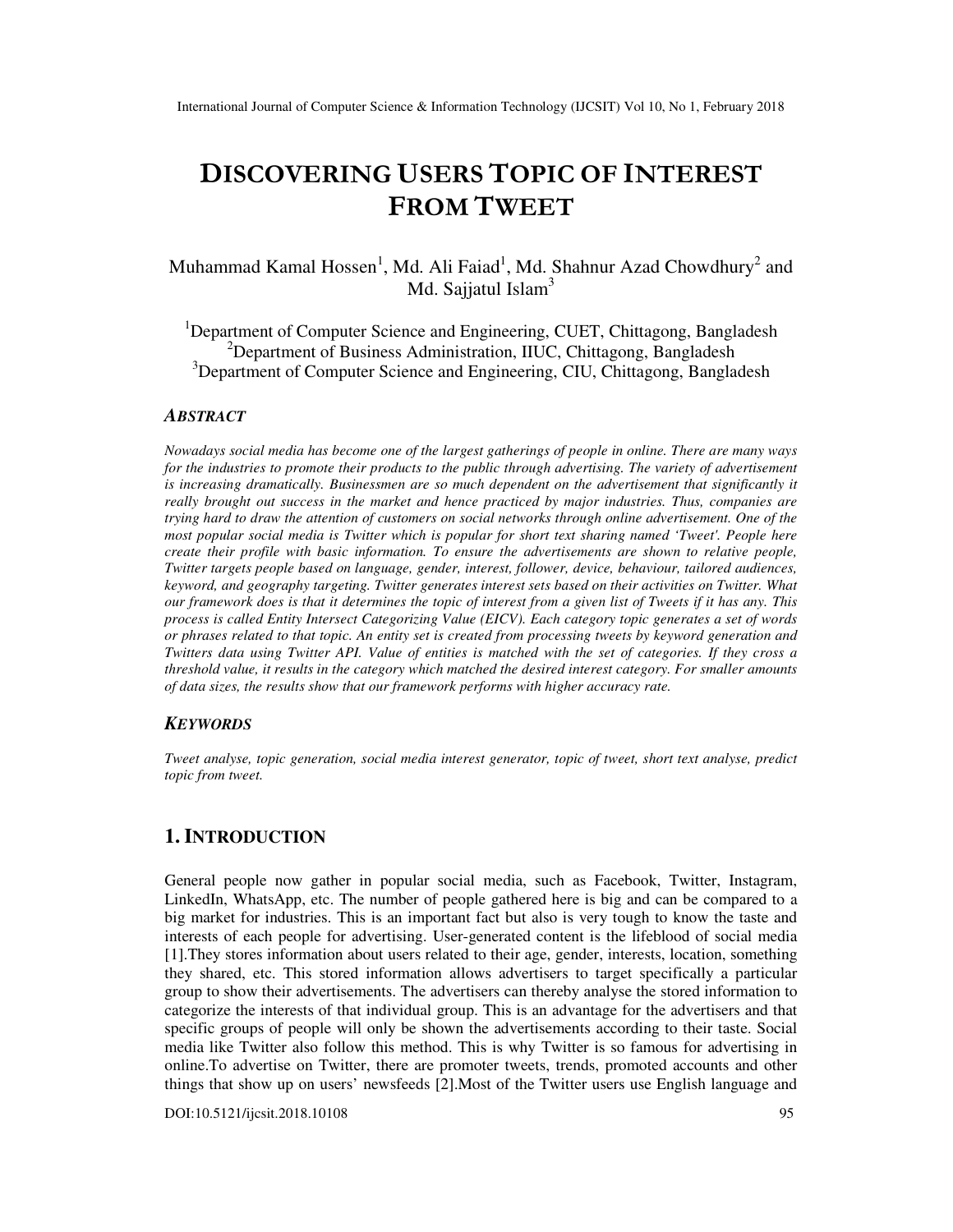# DISCOVERING USERS TOPIC OF INTEREST FROM TWEET

Muhammad Kamal Hossen[1], Md. Ali Faiad[1], Md. Shahnur Azad Chowdhury[2] and Md. Sajjatul Islam[3]

[1]Department of Computer Science and Engineering, CUET, Chittagong, Bangladesh
[2]Department of Business Administration, IIUC, Chittagong, Bangladesh
[3]Department of Computer Science and Engineering, CIU, Chittagong, Bangladesh

### ABSTRACT

*Nowadays social media has become one of the largest gatherings of people in online. There are many ways for the industries to promote their products to the public through advertising. The variety of advertisement is increasing dramatically. Businessmen are so much dependent on the advertisement that significantly it really brought out success in the market and hence practiced by major industries. Thus, companies are trying hard to draw the attention of customers on social networks through online advertisement. One of the most popular social media is Twitter which is popular for short text sharing named 'Tweet'. People here create their profile with basic information. To ensure the advertisements are shown to relative people, Twitter targets people based on language, gender, interest, follower, device, behaviour, tailored audiences, keyword, and geography targeting. Twitter generates interest sets based on their activities on Twitter. What our framework does is that it determines the topic of interest from a given list of Tweets if it has any. This process is called Entity Intersect Categorizing Value (EICV). Each category topic generates a set of words or phrases related to that topic. An entity set is created from processing tweets by keyword generation and Twitters data using Twitter API. Value of entities is matched with the set of categories. If they cross a threshold value, it results in the category which matched the desired interest category. For smaller amounts of data sizes, the results show that our framework performs with higher accuracy rate.*

### KEYWORDS

*Tweet analyse, topic generation, social media interest generator, topic of tweet, short text analyse, predict topic from tweet.*

## 1. INTRODUCTION

General people now gather in popular social media, such as Facebook, Twitter, Instagram, LinkedIn, WhatsApp, etc. The number of people gathered here is big and can be compared to a big market for industries. This is an important fact but also is very tough to know the taste and interests of each people for advertising. User-generated content is the lifeblood of social media [1].They stores information about users related to their age, gender, interests, location, something they shared, etc. This stored information allows advertisers to target specifically a particular group to show their advertisements. The advertisers can thereby analyse the stored information to categorize the interests of that individual group. This is an advantage for the advertisers and that specific groups of people will only be shown the advertisements according to their taste. Social media like Twitter also follow this method. This is why Twitter is so famous for advertising in online.To advertise on Twitter, there are promoter tweets, trends, promoted accounts and other things that show up on users' newsfeeds [2].Most of the Twitter users use English language and

DOI:10.5121/ijcsit.2018.10108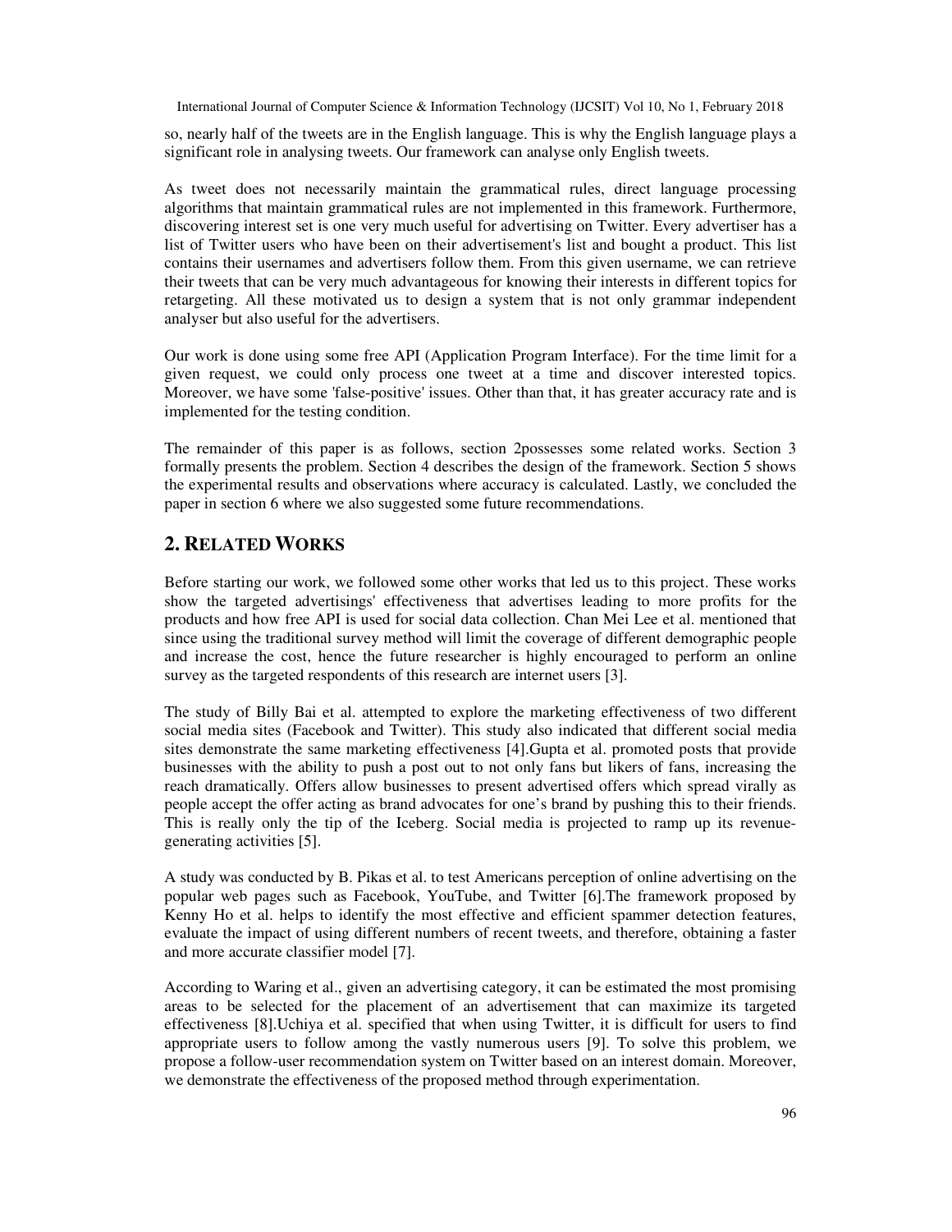so, nearly half of the tweets are in the English language. This is why the English language plays a significant role in analysing tweets. Our framework can analyse only English tweets.

As tweet does not necessarily maintain the grammatical rules, direct language processing algorithms that maintain grammatical rules are not implemented in this framework. Furthermore, discovering interest set is one very much useful for advertising on Twitter. Every advertiser has a list of Twitter users who have been on their advertisement's list and bought a product. This list contains their usernames and advertisers follow them. From this given username, we can retrieve their tweets that can be very much advantageous for knowing their interests in different topics for retargeting. All these motivated us to design a system that is not only grammar independent analyser but also useful for the advertisers.

Our work is done using some free API (Application Program Interface). For the time limit for a given request, we could only process one tweet at a time and discover interested topics. Moreover, we have some 'false-positive' issues. Other than that, it has greater accuracy rate and is implemented for the testing condition.

The remainder of this paper is as follows, section 2possesses some related works. Section 3 formally presents the problem. Section 4 describes the design of the framework. Section 5 shows the experimental results and observations where accuracy is calculated. Lastly, we concluded the paper in section 6 where we also suggested some future recommendations.

## 2. RELATED WORKS

Before starting our work, we followed some other works that led us to this project. These works show the targeted advertisings' effectiveness that advertises leading to more profits for the products and how free API is used for social data collection. Chan Mei Lee et al. mentioned that since using the traditional survey method will limit the coverage of different demographic people and increase the cost, hence the future researcher is highly encouraged to perform an online survey as the targeted respondents of this research are internet users [3].

The study of Billy Bai et al. attempted to explore the marketing effectiveness of two different social media sites (Facebook and Twitter). This study also indicated that different social media sites demonstrate the same marketing effectiveness [4].Gupta et al. promoted posts that provide businesses with the ability to push a post out to not only fans but likers of fans, increasing the reach dramatically. Offers allow businesses to present advertised offers which spread virally as people accept the offer acting as brand advocates for one's brand by pushing this to their friends. This is really only the tip of the Iceberg. Social media is projected to ramp up its revenue-generating activities [5].

A study was conducted by B. Pikas et al. to test Americans perception of online advertising on the popular web pages such as Facebook, YouTube, and Twitter [6].The framework proposed by Kenny Ho et al. helps to identify the most effective and efficient spammer detection features, evaluate the impact of using different numbers of recent tweets, and therefore, obtaining a faster and more accurate classifier model [7].

According to Waring et al., given an advertising category, it can be estimated the most promising areas to be selected for the placement of an advertisement that can maximize its targeted effectiveness [8].Uchiya et al. specified that when using Twitter, it is difficult for users to find appropriate users to follow among the vastly numerous users [9]. To solve this problem, we propose a follow-user recommendation system on Twitter based on an interest domain. Moreover, we demonstrate the effectiveness of the proposed method through experimentation.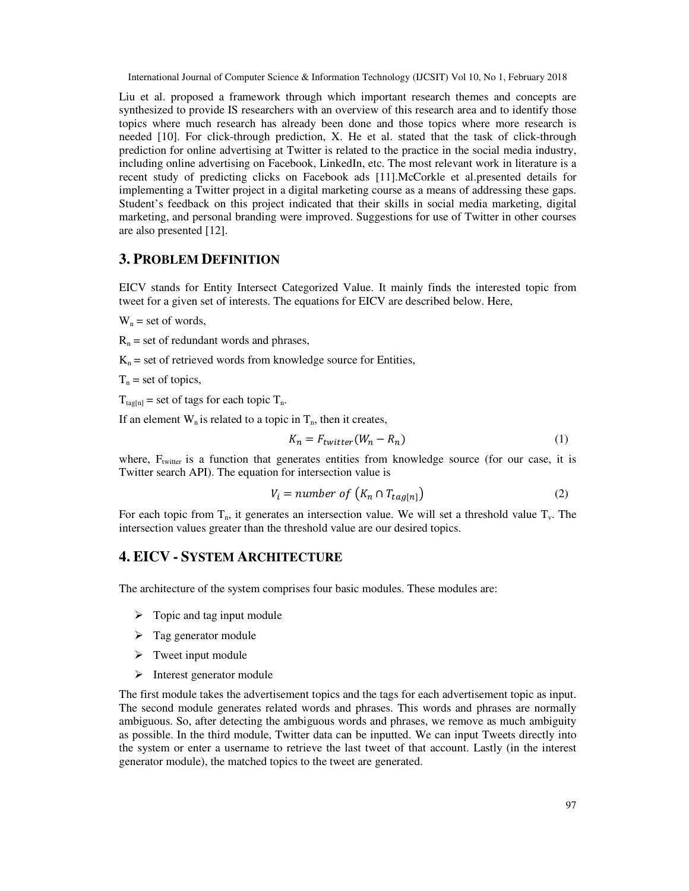Liu et al. proposed a framework through which important research themes and concepts are synthesized to provide IS researchers with an overview of this research area and to identify those topics where much research has already been done and those topics where more research is needed [10]. For click-through prediction, X. He et al. stated that the task of click-through prediction for online advertising at Twitter is related to the practice in the social media industry, including online advertising on Facebook, LinkedIn, etc. The most relevant work in literature is a recent study of predicting clicks on Facebook ads [11].McCorkle et al.presented details for implementing a Twitter project in a digital marketing course as a means of addressing these gaps. Student's feedback on this project indicated that their skills in social media marketing, digital marketing, and personal branding were improved. Suggestions for use of Twitter in other courses are also presented [12].

## 3. PROBLEM DEFINITION

EICV stands for Entity Intersect Categorized Value. It mainly finds the interested topic from tweet for a given set of interests. The equations for EICV are described below. Here,

$W_n$ = set of words,

$R_n$ = set of redundant words and phrases,

$K_n$ = set of retrieved words from knowledge source for Entities,

$T_n$ = set of topics,

$T_{tag[n]}$ = set of tags for each topic $T_n$.

If an element $W_n$ is related to a topic in $T_n$, then it creates,

$$K_n = F_{twitter}(W_n - R_n) \tag{1}$$

where, $F_{twitter}$ is a function that generates entities from knowledge source (for our case, it is Twitter search API). The equation for intersection value is

$$V_i = number\ of\ \left(K_n \cap T_{tag[n]}\right) \tag{2}$$

For each topic from $T_n$, it generates an intersection value. We will set a threshold value $T_v$. The intersection values greater than the threshold value are our desired topics.

## 4. EICV - SYSTEM ARCHITECTURE

The architecture of the system comprises four basic modules. These modules are:

- Topic and tag input module
- Tag generator module
- Tweet input module
- Interest generator module

The first module takes the advertisement topics and the tags for each advertisement topic as input. The second module generates related words and phrases. This words and phrases are normally ambiguous. So, after detecting the ambiguous words and phrases, we remove as much ambiguity as possible. In the third module, Twitter data can be inputted. We can input Tweets directly into the system or enter a username to retrieve the last tweet of that account. Lastly (in the interest generator module), the matched topics to the tweet are generated.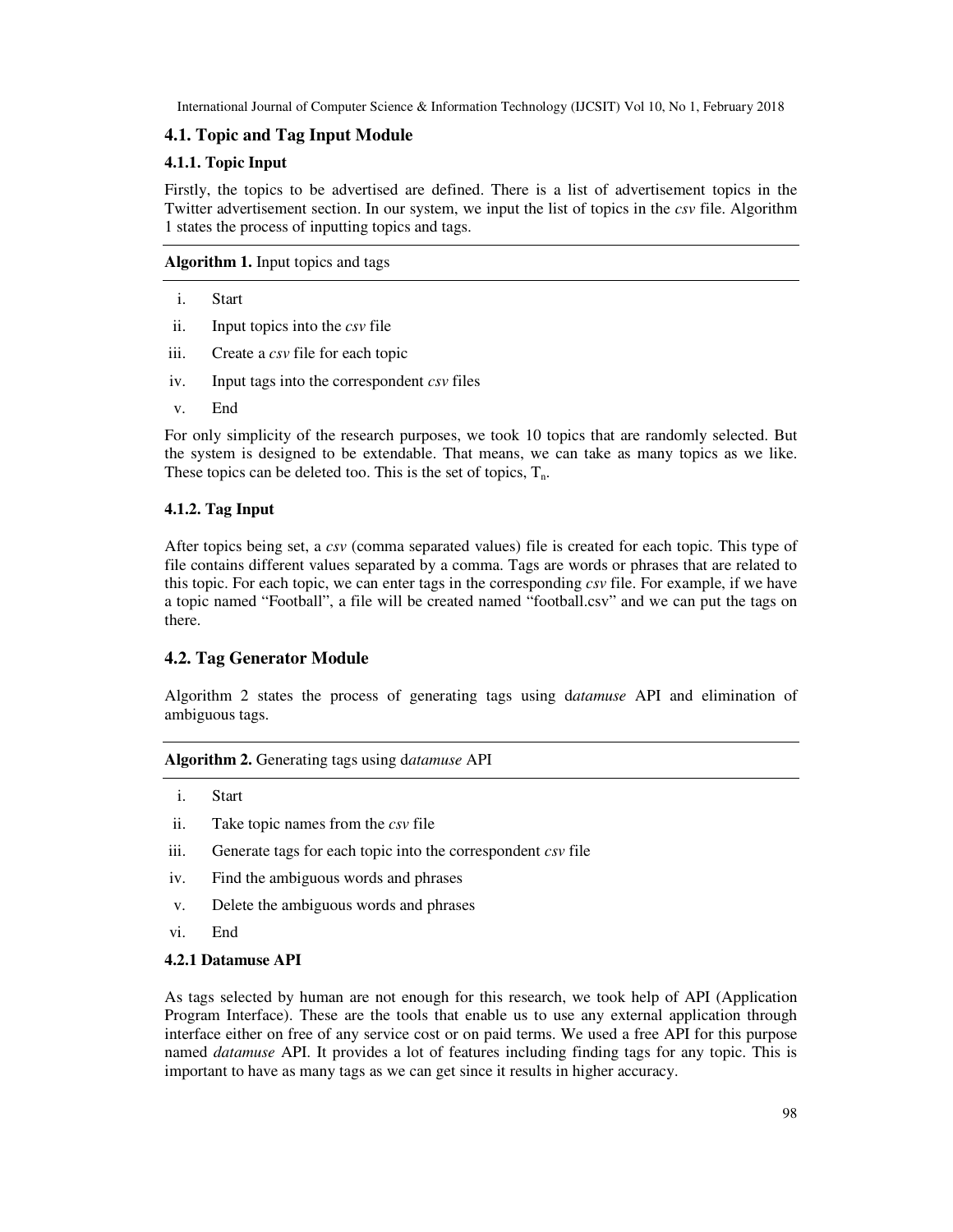## 4.1. Topic and Tag Input Module

### 4.1.1. Topic Input

Firstly, the topics to be advertised are defined. There is a list of advertisement topics in the Twitter advertisement section. In our system, we input the list of topics in the *csv* file. Algorithm 1 states the process of inputting topics and tags.

**Algorithm 1.** Input topics and tags

i. Start
ii. Input topics into the *csv* file
iii. Create a *csv* file for each topic
iv. Input tags into the correspondent *csv* files
v. End

For only simplicity of the research purposes, we took 10 topics that are randomly selected. But the system is designed to be extendable. That means, we can take as many topics as we like. These topics can be deleted too. This is the set of topics, $T_n$.

### 4.1.2. Tag Input

After topics being set, a *csv* (comma separated values) file is created for each topic. This type of file contains different values separated by a comma. Tags are words or phrases that are related to this topic. For each topic, we can enter tags in the corresponding *csv* file. For example, if we have a topic named "Football", a file will be created named "football.csv" and we can put the tags on there.

## 4.2. Tag Generator Module

Algorithm 2 states the process of generating tags using d*atamuse* API and elimination of ambiguous tags.

**Algorithm 2.** Generating tags using d*atamuse* API

i. Start
ii. Take topic names from the *csv* file
iii. Generate tags for each topic into the correspondent *csv* file
iv. Find the ambiguous words and phrases
v. Delete the ambiguous words and phrases
vi. End

### 4.2.1 Datamuse API

As tags selected by human are not enough for this research, we took help of API (Application Program Interface). These are the tools that enable us to use any external application through interface either on free of any service cost or on paid terms. We used a free API for this purpose named *datamuse* API. It provides a lot of features including finding tags for any topic. This is important to have as many tags as we can get since it results in higher accuracy.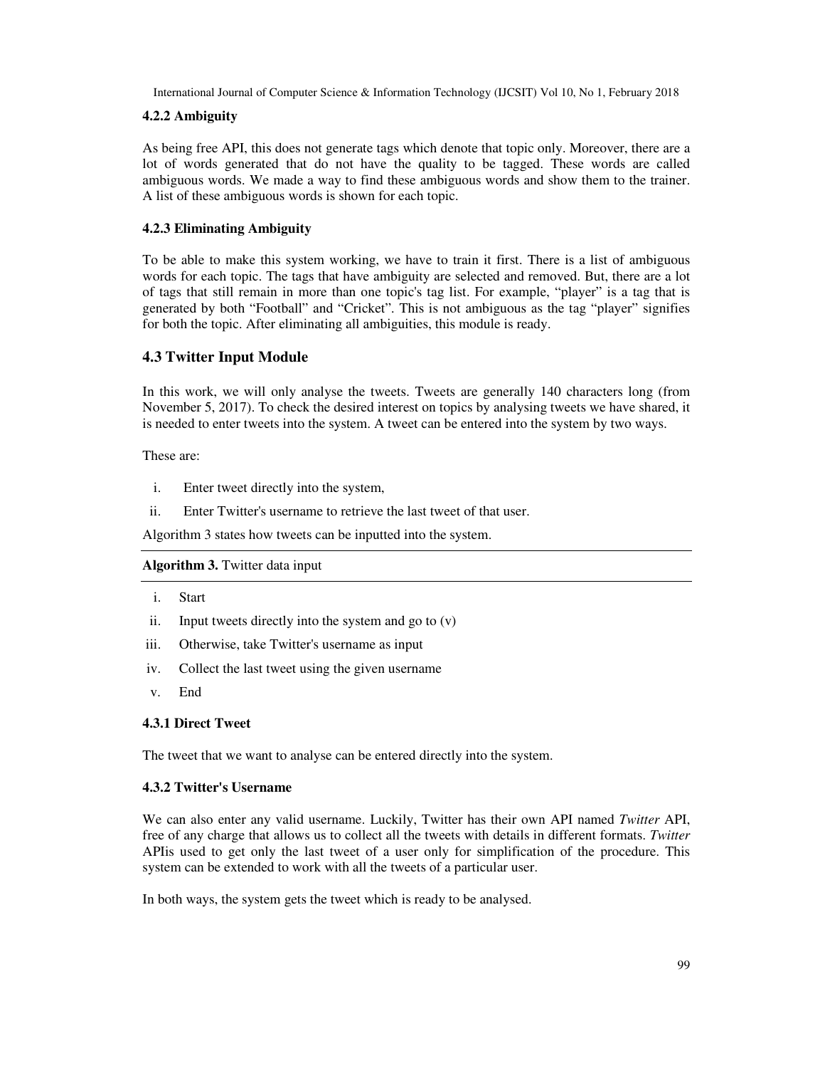#### 4.2.2 Ambiguity

As being free API, this does not generate tags which denote that topic only. Moreover, there are a lot of words generated that do not have the quality to be tagged. These words are called ambiguous words. We made a way to find these ambiguous words and show them to the trainer. A list of these ambiguous words is shown for each topic.

#### 4.2.3 Eliminating Ambiguity

To be able to make this system working, we have to train it first. There is a list of ambiguous words for each topic. The tags that have ambiguity are selected and removed. But, there are a lot of tags that still remain in more than one topic's tag list. For example, "player" is a tag that is generated by both "Football" and "Cricket". This is not ambiguous as the tag "player" signifies for both the topic. After eliminating all ambiguities, this module is ready.

### 4.3 Twitter Input Module

In this work, we will only analyse the tweets. Tweets are generally 140 characters long (from November 5, 2017). To check the desired interest on topics by analysing tweets we have shared, it is needed to enter tweets into the system. A tweet can be entered into the system by two ways.

These are:

i. Enter tweet directly into the system,
ii. Enter Twitter's username to retrieve the last tweet of that user.

Algorithm 3 states how tweets can be inputted into the system.

---

**Algorithm 3.** Twitter data input

---

i. Start
ii. Input tweets directly into the system and go to (v)
iii. Otherwise, take Twitter's username as input
iv. Collect the last tweet using the given username
v. End

#### 4.3.1 Direct Tweet

The tweet that we want to analyse can be entered directly into the system.

#### 4.3.2 Twitter's Username

We can also enter any valid username. Luckily, Twitter has their own API named *Twitter* API, free of any charge that allows us to collect all the tweets with details in different formats. *Twitter* APIis used to get only the last tweet of a user only for simplification of the procedure. This system can be extended to work with all the tweets of a particular user.

In both ways, the system gets the tweet which is ready to be analysed.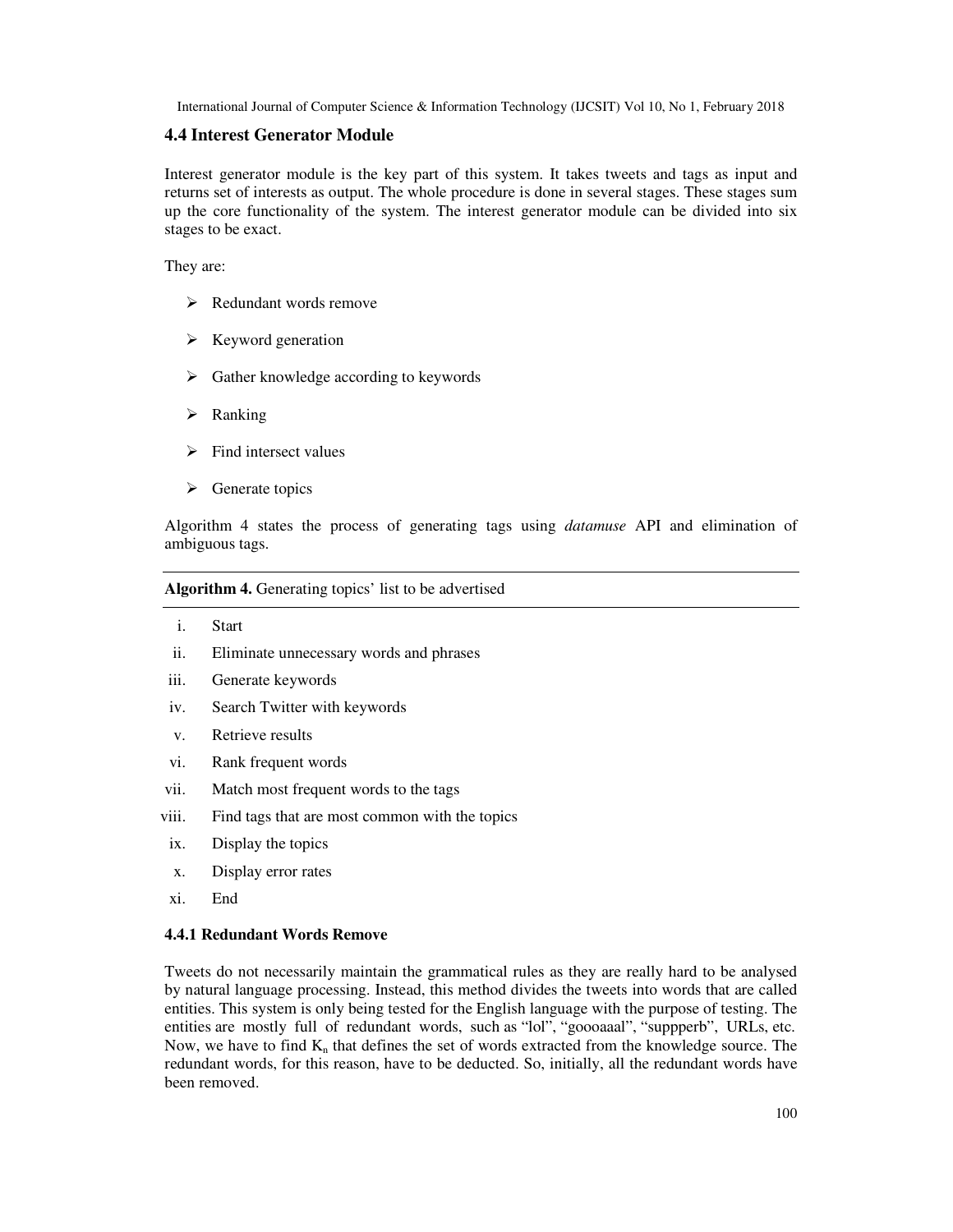### 4.4 Interest Generator Module

Interest generator module is the key part of this system. It takes tweets and tags as input and returns set of interests as output. The whole procedure is done in several stages. These stages sum up the core functionality of the system. The interest generator module can be divided into six stages to be exact.

They are:

- Redundant words remove
- Keyword generation
- Gather knowledge according to keywords
- Ranking
- Find intersect values
- Generate topics

Algorithm 4 states the process of generating tags using *datamuse* API and elimination of ambiguous tags.

---

**Algorithm 4.** Generating topics' list to be advertised

---

i. Start
ii. Eliminate unnecessary words and phrases
iii. Generate keywords
iv. Search Twitter with keywords
v. Retrieve results
vi. Rank frequent words
vii. Match most frequent words to the tags
viii. Find tags that are most common with the topics
ix. Display the topics
x. Display error rates
xi. End

#### 4.4.1 Redundant Words Remove

Tweets do not necessarily maintain the grammatical rules as they are really hard to be analysed by natural language processing. Instead, this method divides the tweets into words that are called entities. This system is only being tested for the English language with the purpose of testing. The entities are mostly full of redundant words, such as "lol", "goooaaal", "suppperb", URLs, etc. Now, we have to find $K_n$ that defines the set of words extracted from the knowledge source. The redundant words, for this reason, have to be deducted. So, initially, all the redundant words have been removed.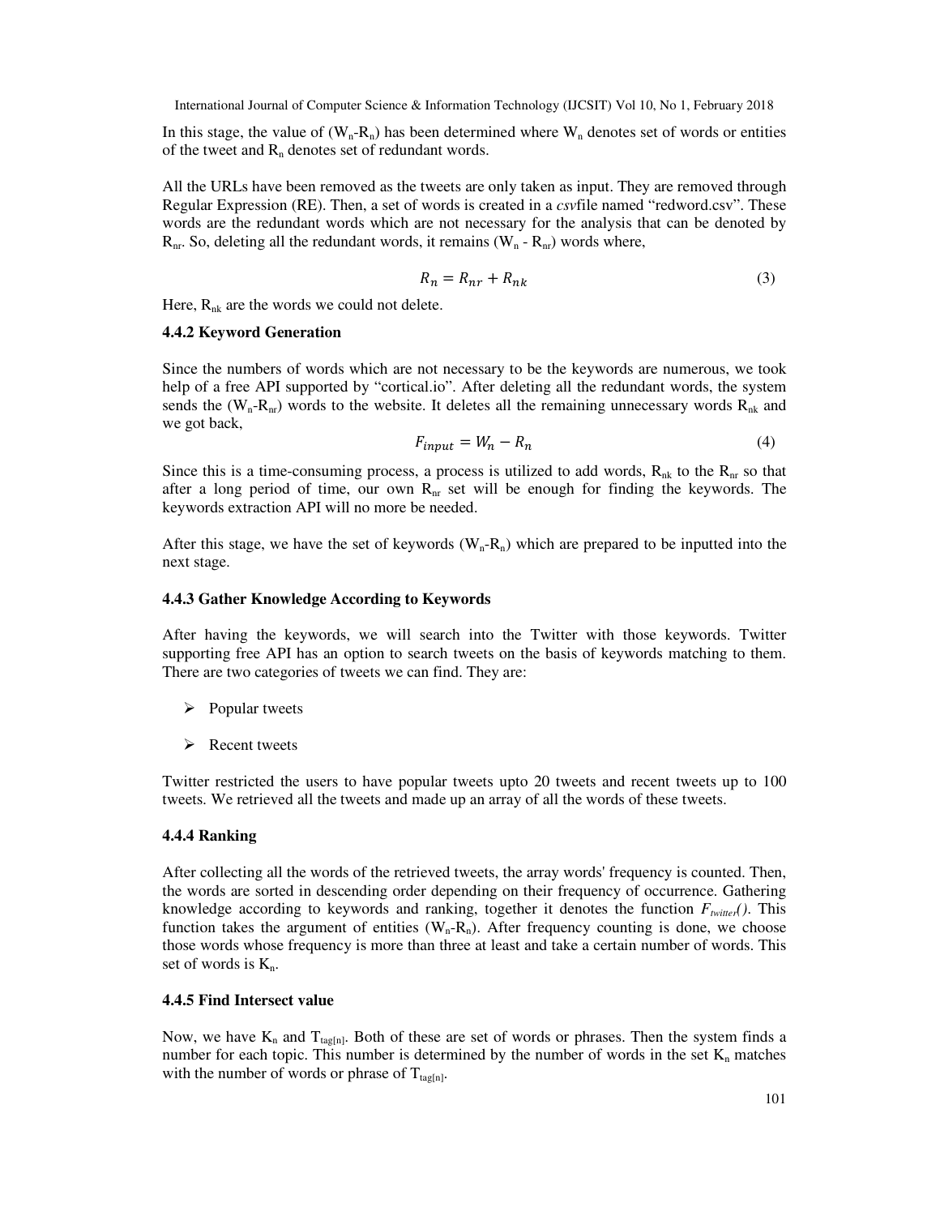In this stage, the value of ($W_n$-$R_n$) has been determined where $W_n$ denotes set of words or entities of the tweet and $R_n$ denotes set of redundant words.

All the URLs have been removed as the tweets are only taken as input. They are removed through Regular Expression (RE). Then, a set of words is created in a *csv*file named "redword.csv". These words are the redundant words which are not necessary for the analysis that can be denoted by $R_{nr}$. So, deleting all the redundant words, it remains ($W_n$ - $R_{nr}$) words where,

$$R_n = R_{nr} + R_{nk} \tag{3}$$

Here, $R_{nk}$ are the words we could not delete.

#### 4.4.2 Keyword Generation

Since the numbers of words which are not necessary to be the keywords are numerous, we took help of a free API supported by "cortical.io". After deleting all the redundant words, the system sends the ($W_n$-$R_{nr}$) words to the website. It deletes all the remaining unnecessary words $R_{nk}$ and we got back,

$$F_{input} = W_n - R_n \tag{4}$$

Since this is a time-consuming process, a process is utilized to add words, $R_{nk}$ to the $R_{nr}$ so that after a long period of time, our own $R_{nr}$ set will be enough for finding the keywords. The keywords extraction API will no more be needed.

After this stage, we have the set of keywords ($W_n$-$R_n$) which are prepared to be inputted into the next stage.

#### 4.4.3 Gather Knowledge According to Keywords

After having the keywords, we will search into the Twitter with those keywords. Twitter supporting free API has an option to search tweets on the basis of keywords matching to them. There are two categories of tweets we can find. They are:

- Popular tweets
- Recent tweets

Twitter restricted the users to have popular tweets upto 20 tweets and recent tweets up to 100 tweets. We retrieved all the tweets and made up an array of all the words of these tweets.

#### 4.4.4 Ranking

After collecting all the words of the retrieved tweets, the array words' frequency is counted. Then, the words are sorted in descending order depending on their frequency of occurrence. Gathering knowledge according to keywords and ranking, together it denotes the function $F_{twitter}()$. This function takes the argument of entities ($W_n$-$R_n$). After frequency counting is done, we choose those words whose frequency is more than three at least and take a certain number of words. This set of words is $K_n$.

#### 4.4.5 Find Intersect value

Now, we have $K_n$ and $T_{tag[n]}$. Both of these are set of words or phrases. Then the system finds a number for each topic. This number is determined by the number of words in the set $K_n$ matches with the number of words or phrase of $T_{tag[n]}$.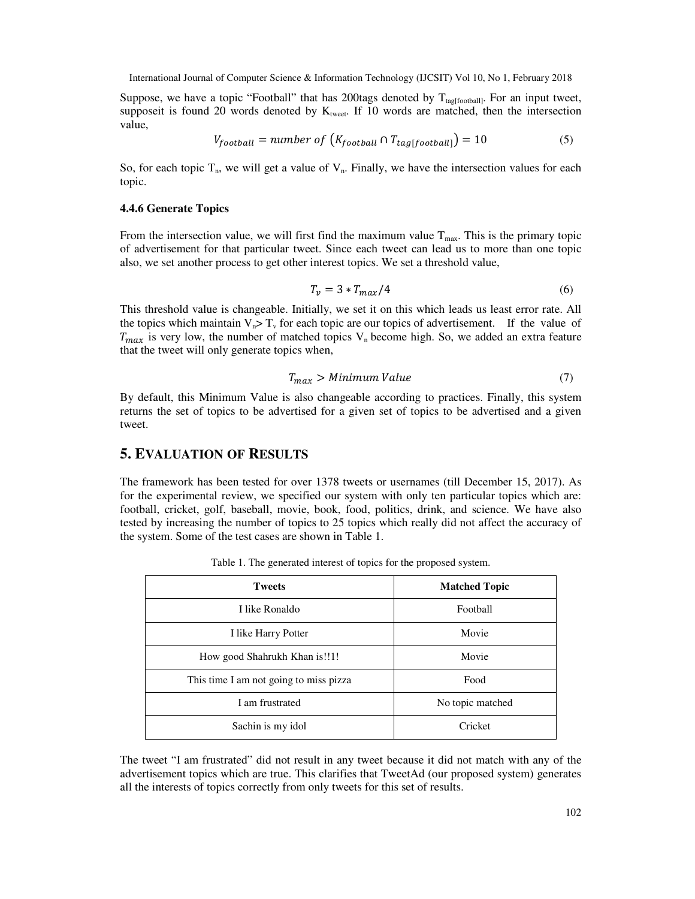Suppose, we have a topic "Football" that has 200tags denoted by $T_{tag[football]}$. For an input tweet, supposeit is found 20 words denoted by $K_{tweet}$. If 10 words are matched, then the intersection value,

$$V_{football} = number\ of\ (K_{football} \cap T_{tag[football]}) = 10 \quad (5)$$

So, for each topic $T_n$, we will get a value of $V_n$. Finally, we have the intersection values for each topic.

### 4.4.6 Generate Topics

From the intersection value, we will first find the maximum value $T_{max}$. This is the primary topic of advertisement for that particular tweet. Since each tweet can lead us to more than one topic also, we set another process to get other interest topics. We set a threshold value,

$$T_v = 3 * T_{max}/4 \quad (6)$$

This threshold value is changeable. Initially, we set it on this which leads us least error rate. All the topics which maintain $V_n > T_v$ for each topic are our topics of advertisement. If the value of $T_{max}$ is very low, the number of matched topics $V_n$ become high. So, we added an extra feature that the tweet will only generate topics when,

$$T_{max} > Minimum\ Value \quad (7)$$

By default, this Minimum Value is also changeable according to practices. Finally, this system returns the set of topics to be advertised for a given set of topics to be advertised and a given tweet.

## 5. Evaluation of Results

The framework has been tested for over 1378 tweets or usernames (till December 15, 2017). As for the experimental review, we specified our system with only ten particular topics which are: football, cricket, golf, baseball, movie, book, food, politics, drink, and science. We have also tested by increasing the number of topics to 25 topics which really did not affect the accuracy of the system. Some of the test cases are shown in Table 1.

Table 1. The generated interest of topics for the proposed system.

| Tweets | Matched Topic |
| --- | --- |
| I like Ronaldo | Football |
| I like Harry Potter | Movie |
| How good Shahrukh Khan is!!1! | Movie |
| This time I am not going to miss pizza | Food |
| I am frustrated | No topic matched |
| Sachin is my idol | Cricket |

The tweet "I am frustrated" did not result in any tweet because it did not match with any of the advertisement topics which are true. This clarifies that TweetAd (our proposed system) generates all the interests of topics correctly from only tweets for this set of results.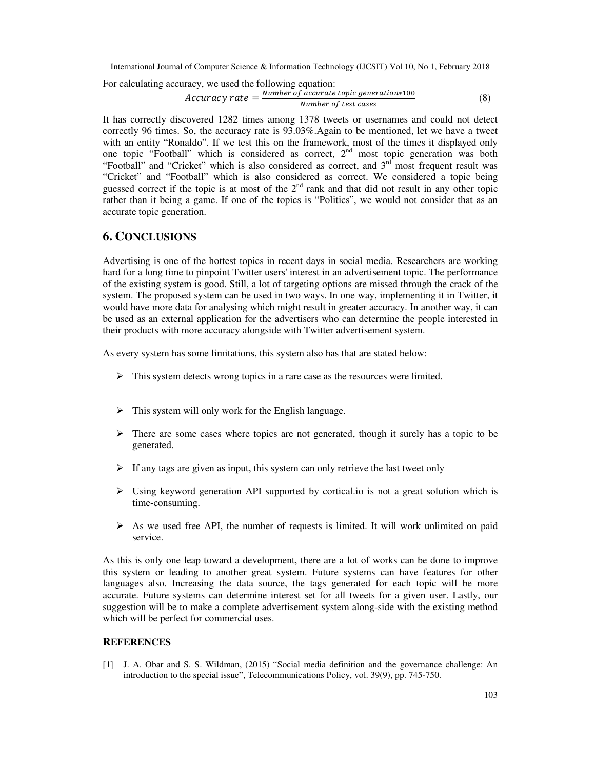For calculating accuracy, we used the following equation:

$$Accuracy\ rate = \frac{Number\ of\ accurate\ topic\ generation * 100}{Number\ of\ test\ cases} \tag{8}$$

It has correctly discovered 1282 times among 1378 tweets or usernames and could not detect correctly 96 times. So, the accuracy rate is 93.03%.Again to be mentioned, let we have a tweet with an entity "Ronaldo". If we test this on the framework, most of the times it displayed only one topic "Football" which is considered as correct, 2nd most topic generation was both "Football" and "Cricket" which is also considered as correct, and 3rd most frequent result was "Cricket" and "Football" which is also considered as correct. We considered a topic being guessed correct if the topic is at most of the 2nd rank and that did not result in any other topic rather than it being a game. If one of the topics is "Politics", we would not consider that as an accurate topic generation.

## 6. CONCLUSIONS

Advertising is one of the hottest topics in recent days in social media. Researchers are working hard for a long time to pinpoint Twitter users' interest in an advertisement topic. The performance of the existing system is good. Still, a lot of targeting options are missed through the crack of the system. The proposed system can be used in two ways. In one way, implementing it in Twitter, it would have more data for analysing which might result in greater accuracy. In another way, it can be used as an external application for the advertisers who can determine the people interested in their products with more accuracy alongside with Twitter advertisement system.

As every system has some limitations, this system also has that are stated below:

- This system detects wrong topics in a rare case as the resources were limited.
- This system will only work for the English language.
- There are some cases where topics are not generated, though it surely has a topic to be generated.
- If any tags are given as input, this system can only retrieve the last tweet only
- Using keyword generation API supported by cortical.io is not a great solution which is time-consuming.
- As we used free API, the number of requests is limited. It will work unlimited on paid service.

As this is only one leap toward a development, there are a lot of works can be done to improve this system or leading to another great system. Future systems can have features for other languages also. Increasing the data source, the tags generated for each topic will be more accurate. Future systems can determine interest set for all tweets for a given user. Lastly, our suggestion will be to make a complete advertisement system along-side with the existing method which will be perfect for commercial uses.

## REFERENCES

[1] J. A. Obar and S. S. Wildman, (2015) "Social media definition and the governance challenge: An introduction to the special issue", Telecommunications Policy, vol. 39(9), pp. 745-750.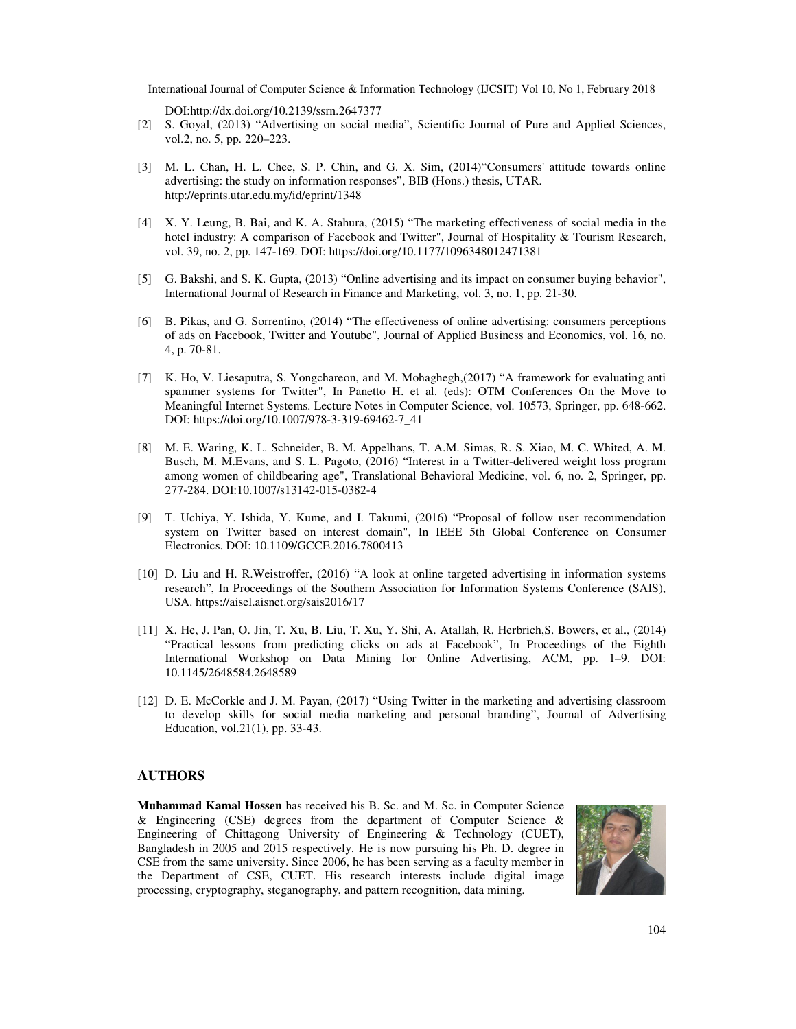DOI:http://dx.doi.org/10.2139/ssrn.2647377

[2] S. Goyal, (2013) "Advertising on social media", Scientific Journal of Pure and Applied Sciences, vol.2, no. 5, pp. 220–223.

[3] M. L. Chan, H. L. Chee, S. P. Chin, and G. X. Sim, (2014)"Consumers' attitude towards online advertising: the study on information responses", BIB (Hons.) thesis, UTAR. http://eprints.utar.edu.my/id/eprint/1348

[4] X. Y. Leung, B. Bai, and K. A. Stahura, (2015) "The marketing effectiveness of social media in the hotel industry: A comparison of Facebook and Twitter", Journal of Hospitality & Tourism Research, vol. 39, no. 2, pp. 147-169. DOI: https://doi.org/10.1177/1096348012471381

[5] G. Bakshi, and S. K. Gupta, (2013) "Online advertising and its impact on consumer buying behavior", International Journal of Research in Finance and Marketing, vol. 3, no. 1, pp. 21-30.

[6] B. Pikas, and G. Sorrentino, (2014) "The effectiveness of online advertising: consumers perceptions of ads on Facebook, Twitter and Youtube", Journal of Applied Business and Economics, vol. 16, no. 4, p. 70-81.

[7] K. Ho, V. Liesaputra, S. Yongchareon, and M. Mohaghegh,(2017) "A framework for evaluating anti spammer systems for Twitter", In Panetto H. et al. (eds): OTM Conferences On the Move to Meaningful Internet Systems. Lecture Notes in Computer Science, vol. 10573, Springer, pp. 648-662. DOI: https://doi.org/10.1007/978-3-319-69462-7_41

[8] M. E. Waring, K. L. Schneider, B. M. Appelhans, T. A.M. Simas, R. S. Xiao, M. C. Whited, A. M. Busch, M. M.Evans, and S. L. Pagoto, (2016) "Interest in a Twitter-delivered weight loss program among women of childbearing age", Translational Behavioral Medicine, vol. 6, no. 2, Springer, pp. 277-284. DOI:10.1007/s13142-015-0382-4

[9] T. Uchiya, Y. Ishida, Y. Kume, and I. Takumi, (2016) "Proposal of follow user recommendation system on Twitter based on interest domain", In IEEE 5th Global Conference on Consumer Electronics. DOI: 10.1109/GCCE.2016.7800413

[10] D. Liu and H. R.Weistroffer, (2016) "A look at online targeted advertising in information systems research", In Proceedings of the Southern Association for Information Systems Conference (SAIS), USA. https://aisel.aisnet.org/sais2016/17

[11] X. He, J. Pan, O. Jin, T. Xu, B. Liu, T. Xu, Y. Shi, A. Atallah, R. Herbrich,S. Bowers, et al., (2014) "Practical lessons from predicting clicks on ads at Facebook", In Proceedings of the Eighth International Workshop on Data Mining for Online Advertising, ACM, pp. 1–9. DOI: 10.1145/2648584.2648589

[12] D. E. McCorkle and J. M. Payan, (2017) "Using Twitter in the marketing and advertising classroom to develop skills for social media marketing and personal branding", Journal of Advertising Education, vol.21(1), pp. 33-43.

## AUTHORS

**Muhammad Kamal Hossen** has received his B. Sc. and M. Sc. in Computer Science & Engineering (CSE) degrees from the department of Computer Science & Engineering of Chittagong University of Engineering & Technology (CUET), Bangladesh in 2005 and 2015 respectively. He is now pursuing his Ph. D. degree in CSE from the same university. Since 2006, he has been serving as a faculty member in the Department of CSE, CUET. His research interests include digital image processing, cryptography, steganography, and pattern recognition, data mining.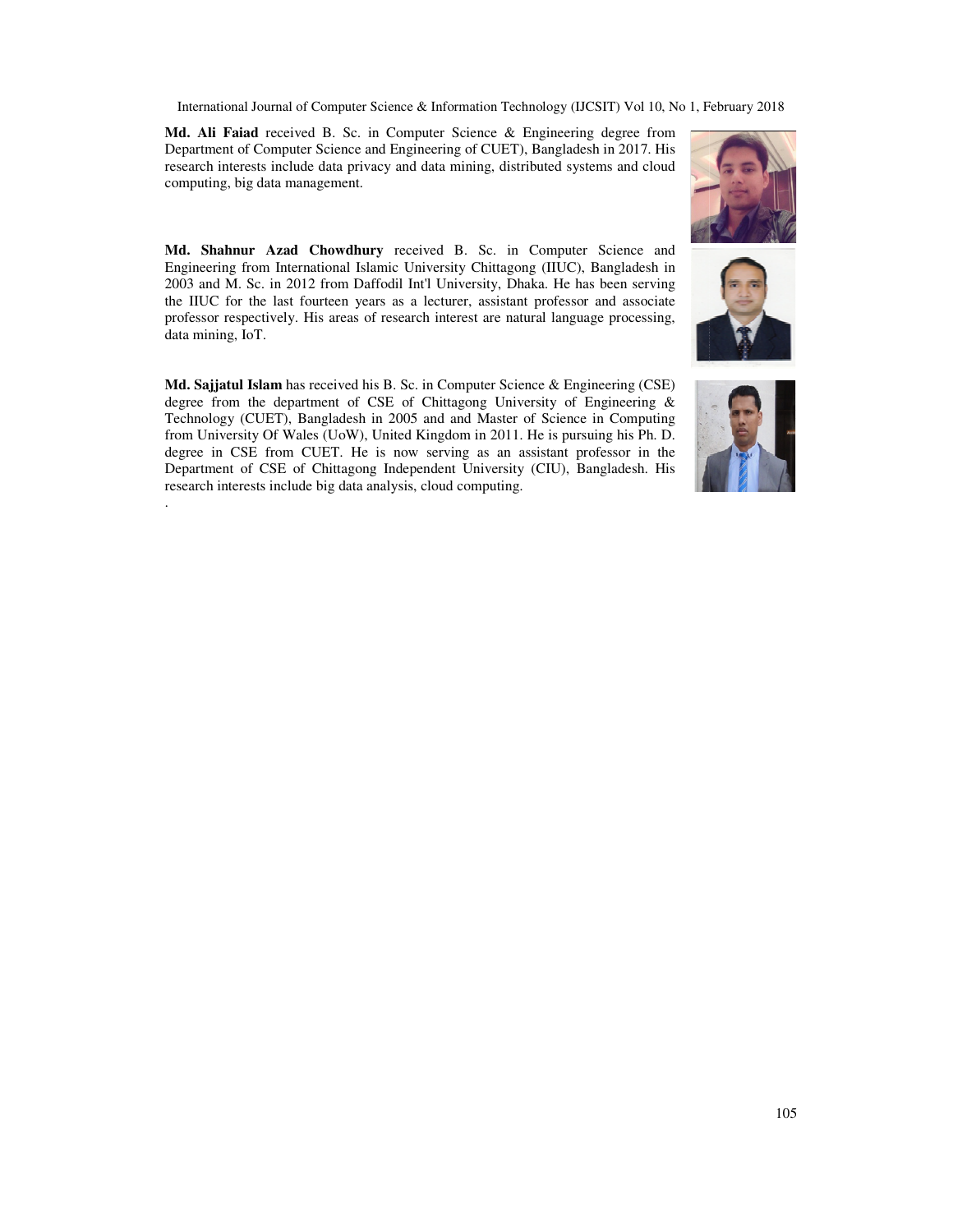**Md. Ali Faiad** received B. Sc. in Computer Science & Engineering degree from Department of Computer Science and Engineering of CUET), Bangladesh in 2017. His research interests include data privacy and data mining, distributed systems and cloud computing, big data management.

**Md. Shahnur Azad Chowdhury** received B. Sc. in Computer Science and Engineering from International Islamic University Chittagong (IIUC), Bangladesh in 2003 and M. Sc. in 2012 from Daffodil Int'l University, Dhaka. He has been serving the IIUC for the last fourteen years as a lecturer, assistant professor and associate professor respectively. His areas of research interest are natural language processing, data mining, IoT.

**Md. Sajjatul Islam** has received his B. Sc. in Computer Science & Engineering (CSE) degree from the department of CSE of Chittagong University of Engineering & Technology (CUET), Bangladesh in 2005 and and Master of Science in Computing from University Of Wales (UoW), United Kingdom in 2011. He is pursuing his Ph. D. degree in CSE from CUET. He is now serving as an assistant professor in the Department of CSE of Chittagong Independent University (CIU), Bangladesh. His research interests include big data analysis, cloud computing.

.